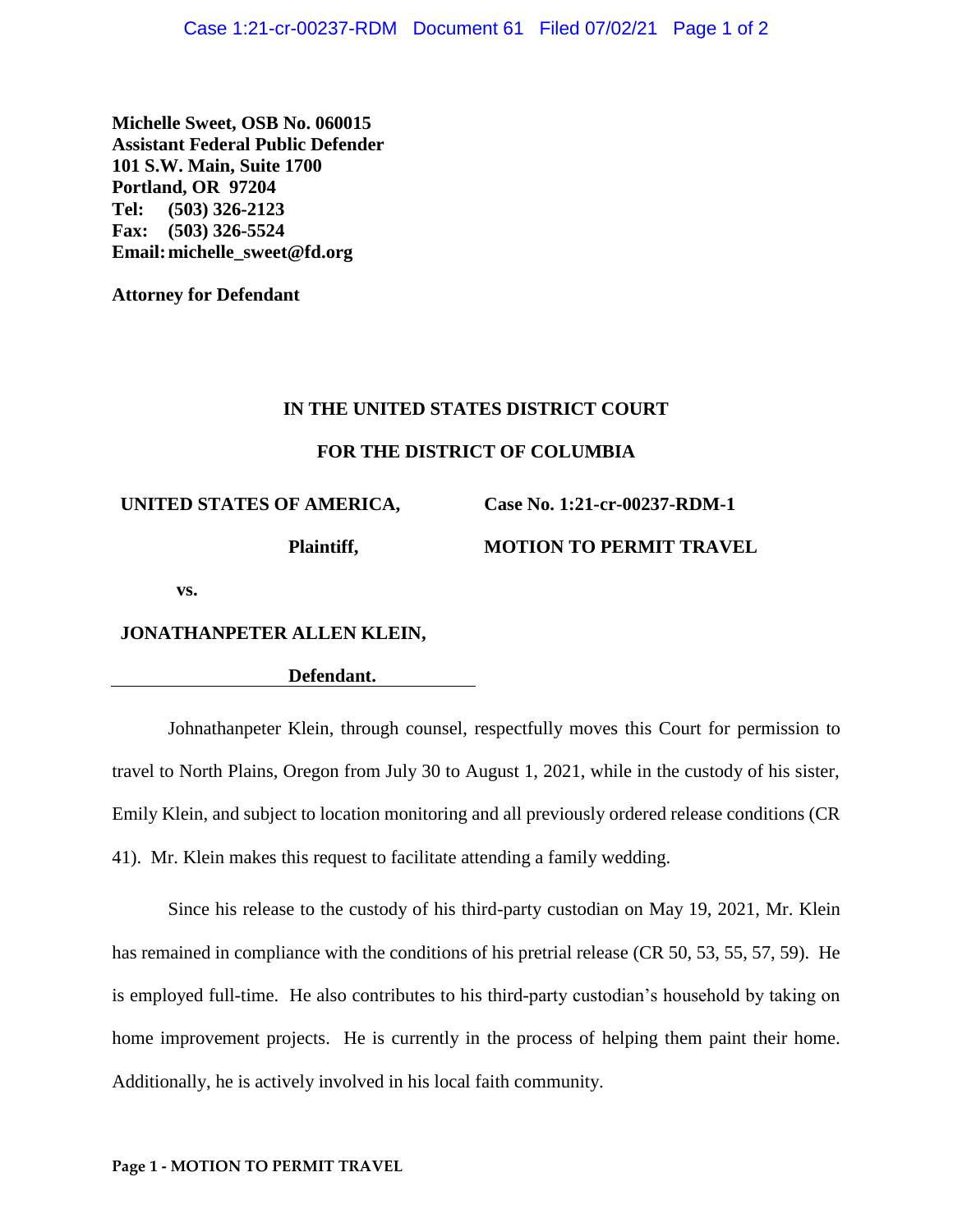**Michelle Sweet, OSB No. 060015**
**Assistant Federal Public Defender**
**101 S.W. Main, Suite 1700**
**Portland, OR 97204**
**Tel: (503) 326-2123**
**Fax: (503) 326-5524**
**Email: michelle_sweet@fd.org**

**Attorney for Defendant**

**IN THE UNITED STATES DISTRICT COURT**

**FOR THE DISTRICT OF COLUMBIA**

| | |
|---|---|
| **UNITED STATES OF AMERICA,** | **Case No. 1:21-cr-00237-RDM-1** |
| **Plaintiff,** | **MOTION TO PERMIT TRAVEL** |
| **vs.** | |
| **JONATHANPETER ALLEN KLEIN,** | |
| **Defendant.** | |

Johnathanpeter Klein, through counsel, respectfully moves this Court for permission to travel to North Plains, Oregon from July 30 to August 1, 2021, while in the custody of his sister, Emily Klein, and subject to location monitoring and all previously ordered release conditions (CR 41). Mr. Klein makes this request to facilitate attending a family wedding.

Since his release to the custody of his third-party custodian on May 19, 2021, Mr. Klein has remained in compliance with the conditions of his pretrial release (CR 50, 53, 55, 57, 59). He is employed full-time. He also contributes to his third-party custodian's household by taking on home improvement projects. He is currently in the process of helping them paint their home. Additionally, he is actively involved in his local faith community.

**Page 1 - MOTION TO PERMIT TRAVEL**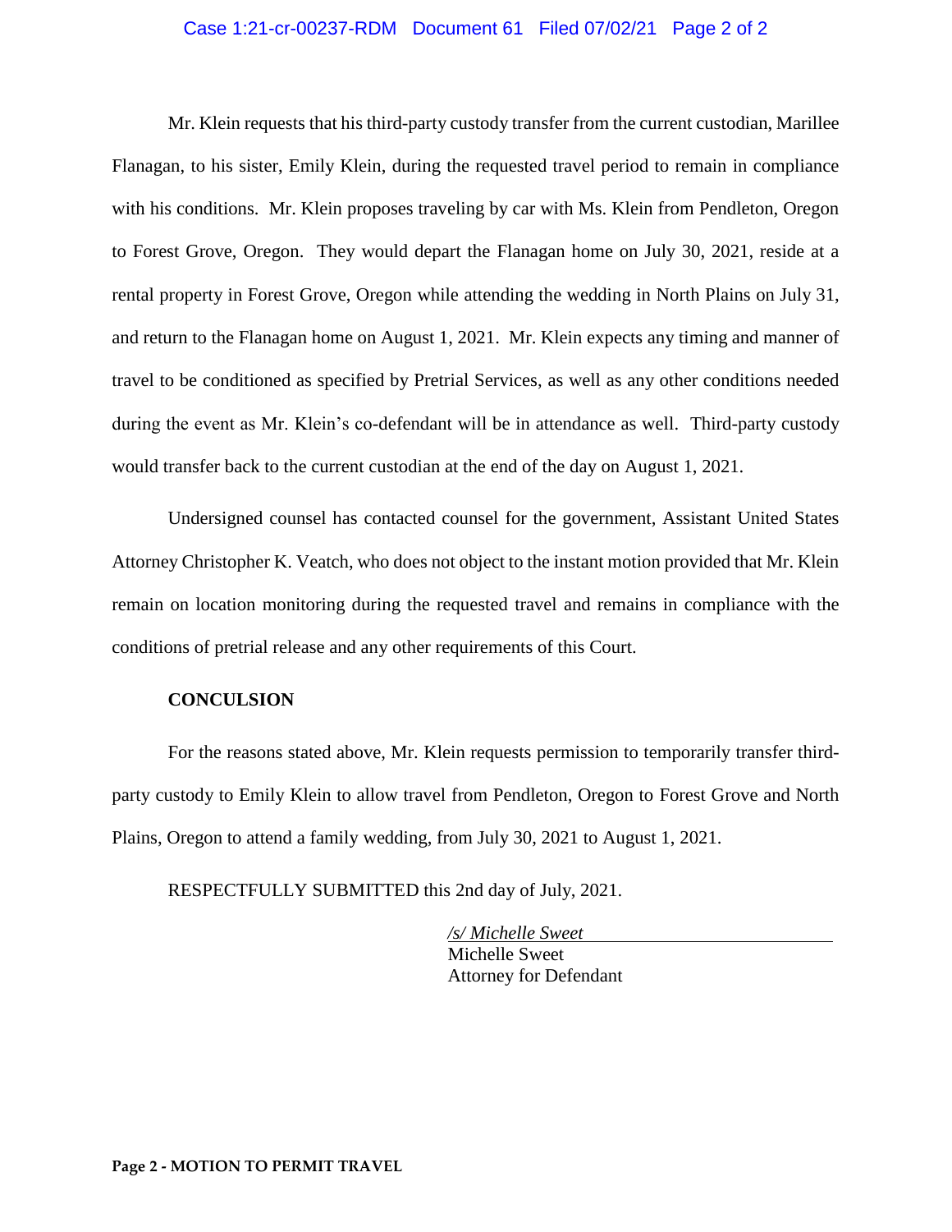Mr. Klein requests that his third-party custody transfer from the current custodian, Marillee Flanagan, to his sister, Emily Klein, during the requested travel period to remain in compliance with his conditions. Mr. Klein proposes traveling by car with Ms. Klein from Pendleton, Oregon to Forest Grove, Oregon. They would depart the Flanagan home on July 30, 2021, reside at a rental property in Forest Grove, Oregon while attending the wedding in North Plains on July 31, and return to the Flanagan home on August 1, 2021. Mr. Klein expects any timing and manner of travel to be conditioned as specified by Pretrial Services, as well as any other conditions needed during the event as Mr. Klein's co-defendant will be in attendance as well. Third-party custody would transfer back to the current custodian at the end of the day on August 1, 2021.

Undersigned counsel has contacted counsel for the government, Assistant United States Attorney Christopher K. Veatch, who does not object to the instant motion provided that Mr. Klein remain on location monitoring during the requested travel and remains in compliance with the conditions of pretrial release and any other requirements of this Court.

**CONCLUSION**

For the reasons stated above, Mr. Klein requests permission to temporarily transfer third-party custody to Emily Klein to allow travel from Pendleton, Oregon to Forest Grove and North Plains, Oregon to attend a family wedding, from July 30, 2021 to August 1, 2021.

RESPECTFULLY SUBMITTED this 2nd day of July, 2021.

*/s/ Michelle Sweet*
Michelle Sweet
Attorney for Defendant

**Page 2 - MOTION TO PERMIT TRAVEL**